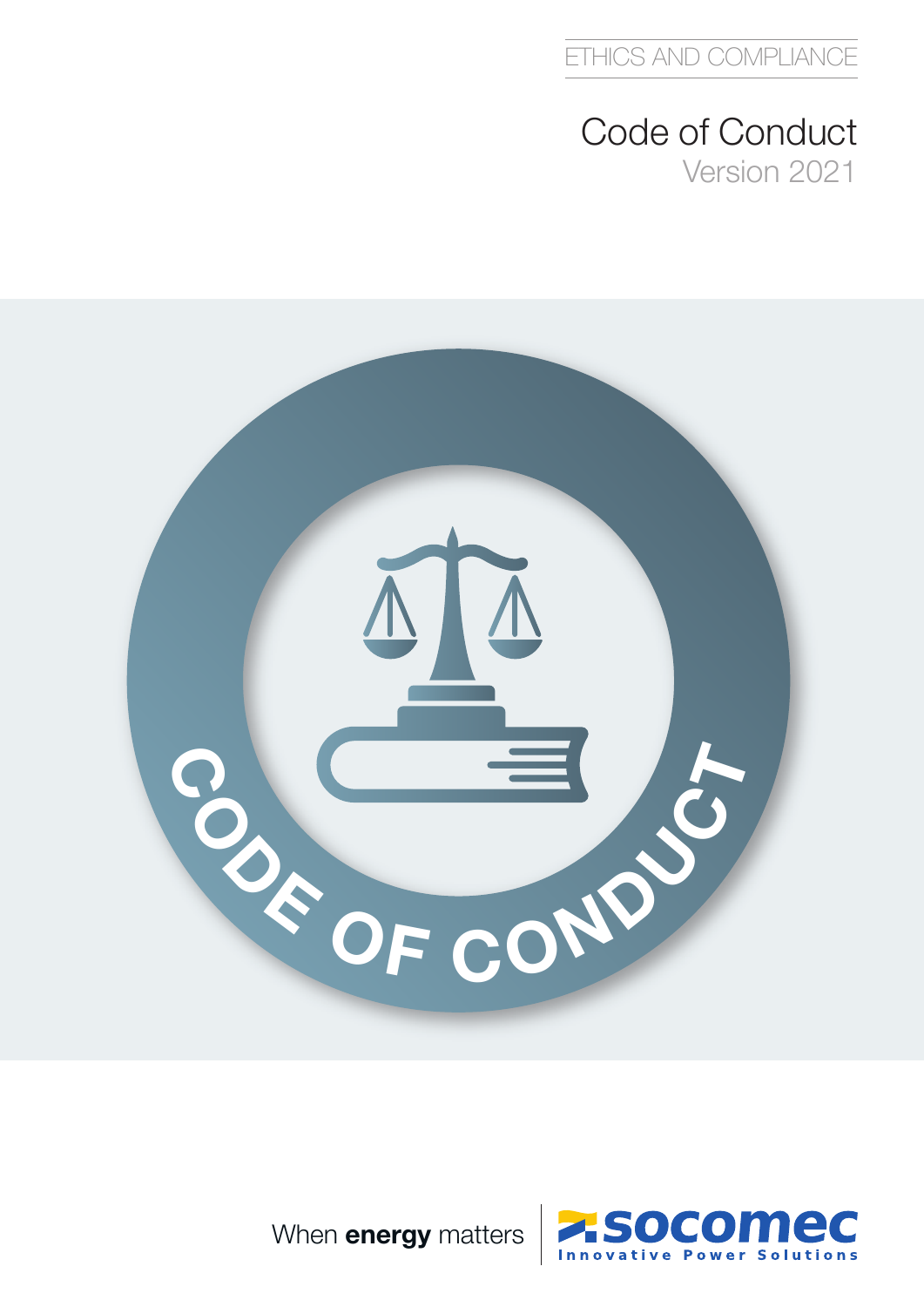ETHICS AND COMPLIANCE

# Code of Conduct

Version 2021

CODE OF CONDUCT

When **energy** matters

socomec

Innovative Power Solutions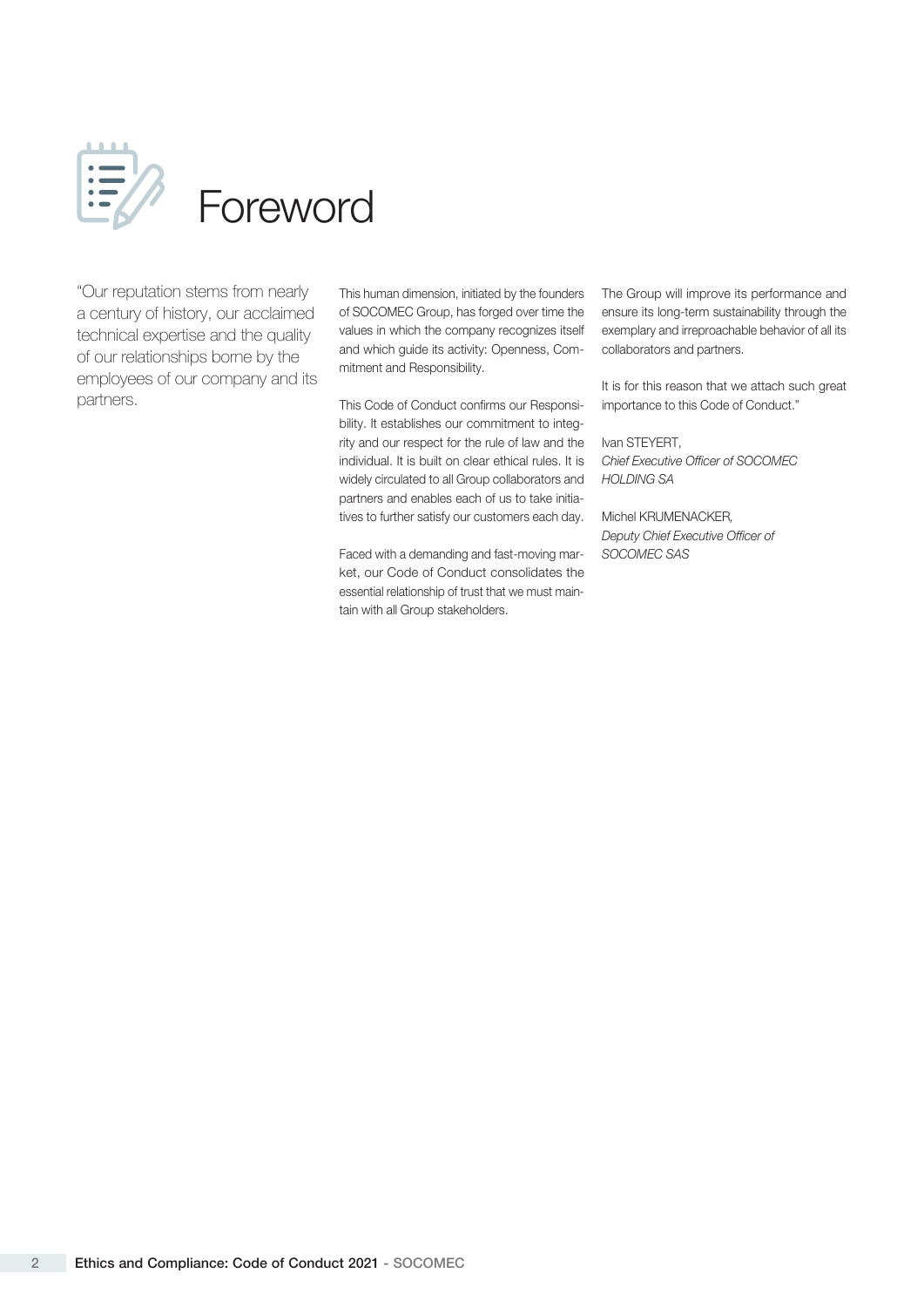# Foreword

"Our reputation stems from nearly a century of history, our acclaimed technical expertise and the quality of our relationships borne by the employees of our company and its partners.

This human dimension, initiated by the founders of SOCOMEC Group, has forged over time the values in which the company recognizes itself and which guide its activity: Openness, Commitment and Responsibility.

This Code of Conduct confirms our Responsibility. It establishes our commitment to integrity and our respect for the rule of law and the individual. It is built on clear ethical rules. It is widely circulated to all Group collaborators and partners and enables each of us to take initiatives to further satisfy our customers each day.

Faced with a demanding and fast-moving market, our Code of Conduct consolidates the essential relationship of trust that we must maintain with all Group stakeholders.

The Group will improve its performance and ensure its long-term sustainability through the exemplary and irreproachable behavior of all its collaborators and partners.

It is for this reason that we attach such great importance to this Code of Conduct."

Ivan STEYERT,
*Chief Executive Officer of SOCOMEC HOLDING SA*

Michel KRUMENACKER,
*Deputy Chief Executive Officer of SOCOMEC SAS*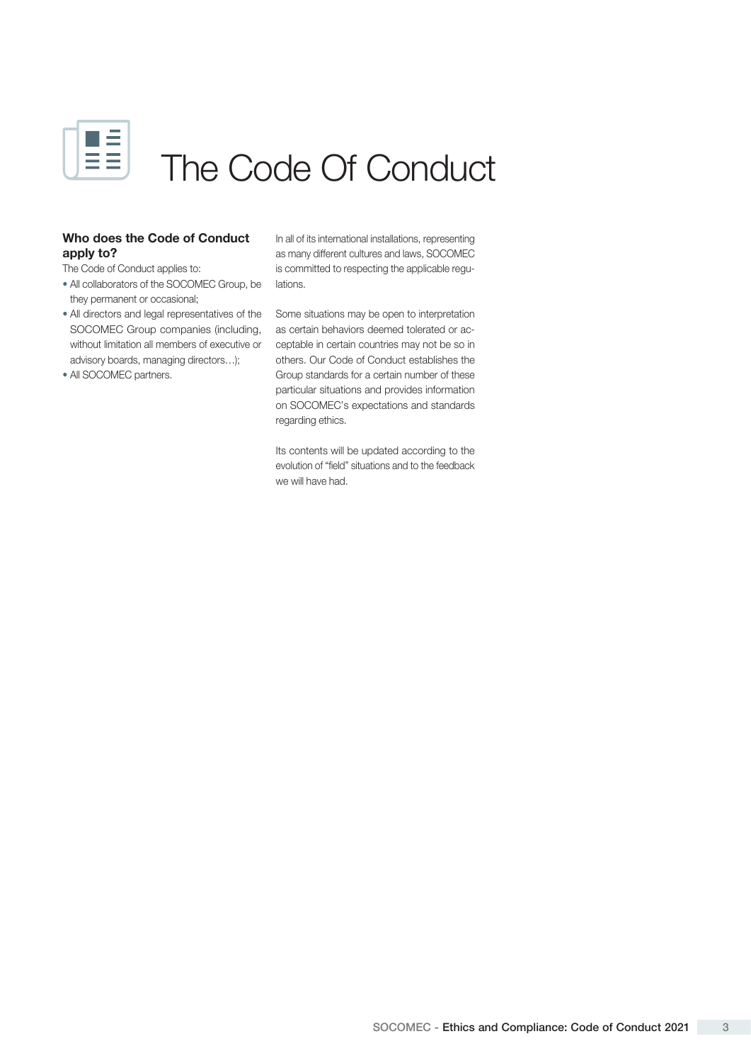# The Code Of Conduct

### Who does the Code of Conduct apply to?

The Code of Conduct applies to:

- All collaborators of the SOCOMEC Group, be they permanent or occasional;
- All directors and legal representatives of the SOCOMEC Group companies (including, without limitation all members of executive or advisory boards, managing directors…);
- All SOCOMEC partners.

In all of its international installations, representing as many different cultures and laws, SOCOMEC is committed to respecting the applicable regulations.

Some situations may be open to interpretation as certain behaviors deemed tolerated or acceptable in certain countries may not be so in others. Our Code of Conduct establishes the Group standards for a certain number of these particular situations and provides information on SOCOMEC's expectations and standards regarding ethics.

Its contents will be updated according to the evolution of "field" situations and to the feedback we will have had.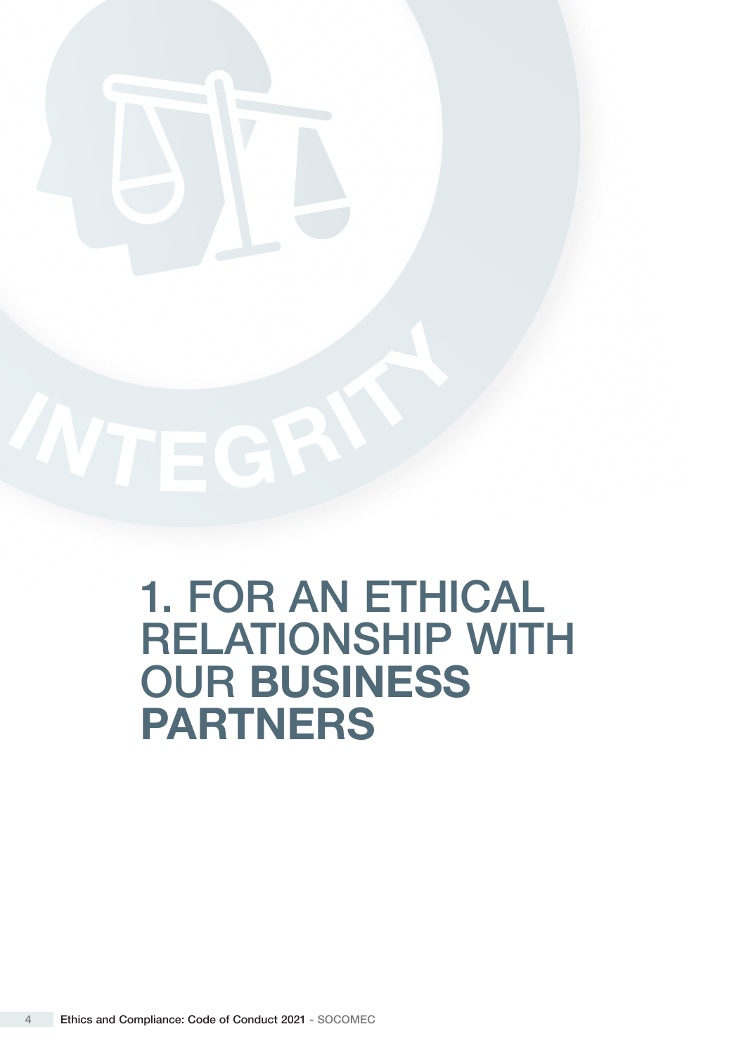INTEGRITY

# 1. FOR AN ETHICAL RELATIONSHIP WITH OUR **BUSINESS PARTNERS**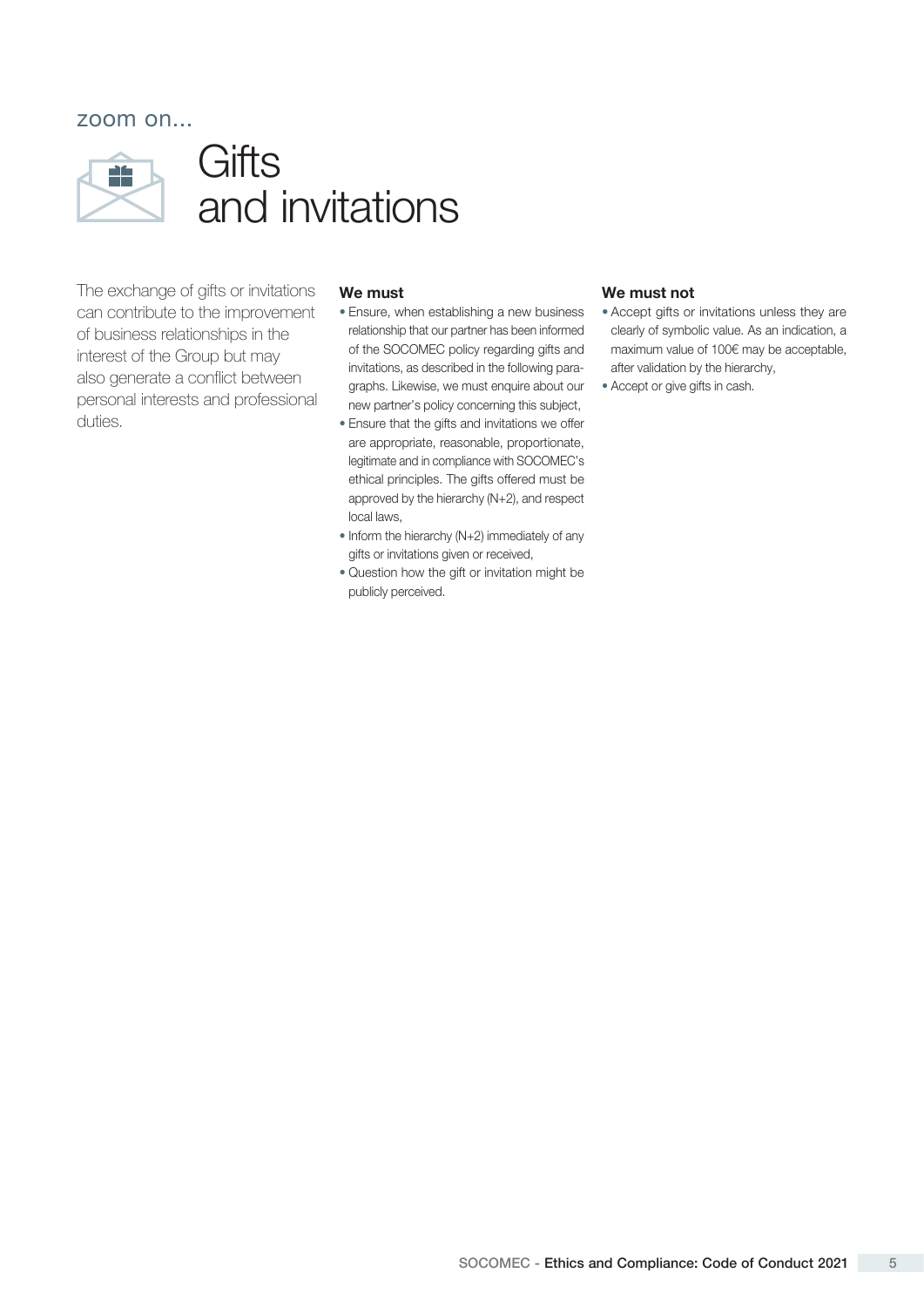zoom on...

# Gifts and invitations

The exchange of gifts or invitations can contribute to the improvement of business relationships in the interest of the Group but may also generate a conflict between personal interests and professional duties.

**We must**

- Ensure, when establishing a new business relationship that our partner has been informed of the SOCOMEC policy regarding gifts and invitations, as described in the following paragraphs. Likewise, we must enquire about our new partner's policy concerning this subject,
- Ensure that the gifts and invitations we offer are appropriate, reasonable, proportionate, legitimate and in compliance with SOCOMEC's ethical principles. The gifts offered must be approved by the hierarchy (N+2), and respect local laws,
- Inform the hierarchy (N+2) immediately of any gifts or invitations given or received,
- Question how the gift or invitation might be publicly perceived.

**We must not**

- Accept gifts or invitations unless they are clearly of symbolic value. As an indication, a maximum value of 100€ may be acceptable, after validation by the hierarchy,
- Accept or give gifts in cash.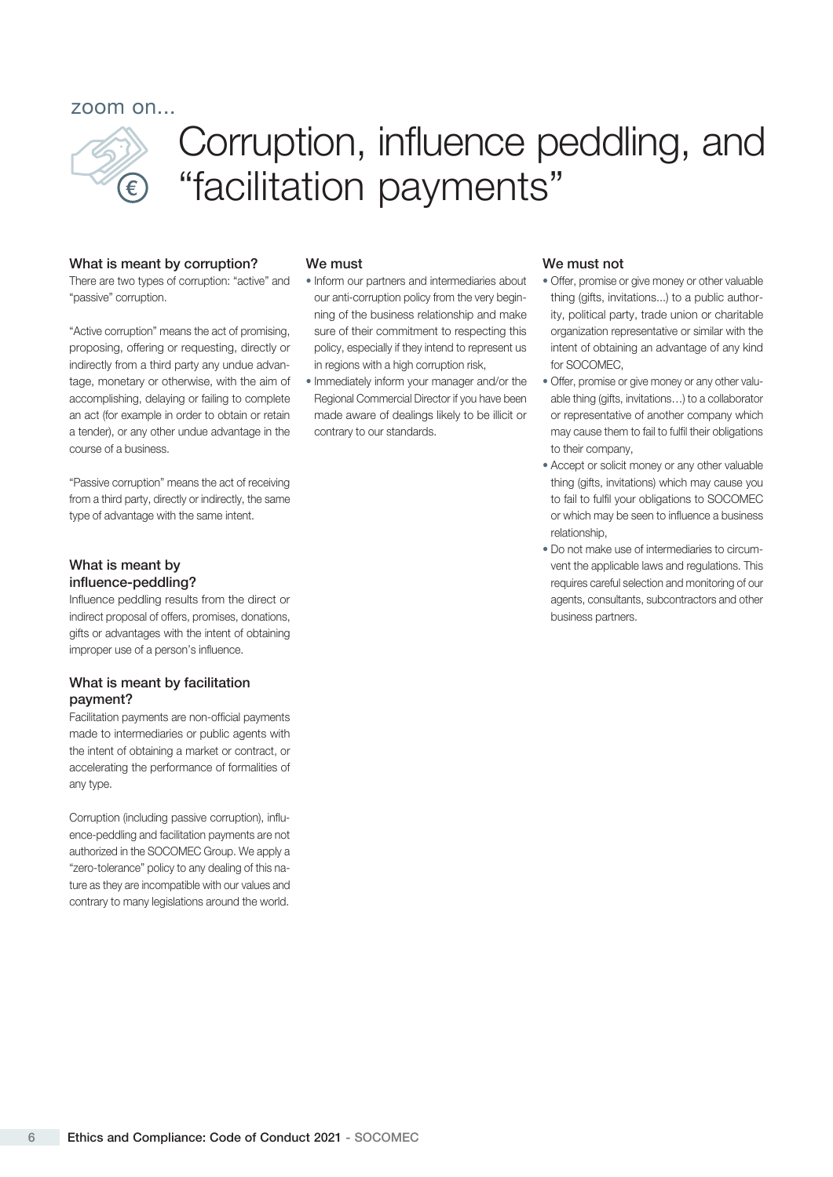zoom on...

# Corruption, influence peddling, and "facilitation payments"

### What is meant by corruption?

There are two types of corruption: "active" and "passive" corruption.

"Active corruption" means the act of promising, proposing, offering or requesting, directly or indirectly from a third party any undue advantage, monetary or otherwise, with the aim of accomplishing, delaying or failing to complete an act (for example in order to obtain or retain a tender), or any other undue advantage in the course of a business.

"Passive corruption" means the act of receiving from a third party, directly or indirectly, the same type of advantage with the same intent.

### What is meant by influence-peddling?

Influence peddling results from the direct or indirect proposal of offers, promises, donations, gifts or advantages with the intent of obtaining improper use of a person's influence.

### What is meant by facilitation payment?

Facilitation payments are non-official payments made to intermediaries or public agents with the intent of obtaining a market or contract, or accelerating the performance of formalities of any type.

Corruption (including passive corruption), influence-peddling and facilitation payments are not authorized in the SOCOMEC Group. We apply a "zero-tolerance" policy to any dealing of this nature as they are incompatible with our values and contrary to many legislations around the world.

### We must

- Inform our partners and intermediaries about our anti-corruption policy from the very beginning of the business relationship and make sure of their commitment to respecting this policy, especially if they intend to represent us in regions with a high corruption risk,
- Immediately inform your manager and/or the Regional Commercial Director if you have been made aware of dealings likely to be illicit or contrary to our standards.

### We must not

- Offer, promise or give money or other valuable thing (gifts, invitations...) to a public authority, political party, trade union or charitable organization representative or similar with the intent of obtaining an advantage of any kind for SOCOMEC,
- Offer, promise or give money or any other valuable thing (gifts, invitations…) to a collaborator or representative of another company which may cause them to fail to fulfil their obligations to their company,
- Accept or solicit money or any other valuable thing (gifts, invitations) which may cause you to fail to fulfil your obligations to SOCOMEC or which may be seen to influence a business relationship,
- Do not make use of intermediaries to circumvent the applicable laws and regulations. This requires careful selection and monitoring of our agents, consultants, subcontractors and other business partners.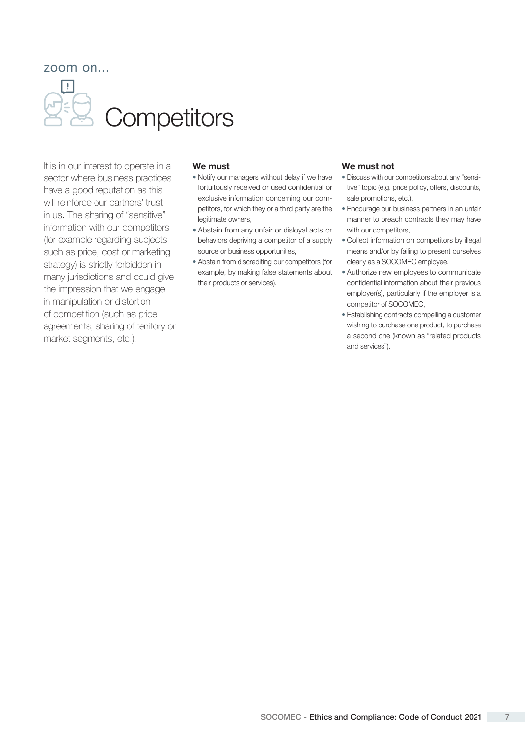zoom on...

# Competitors

It is in our interest to operate in a sector where business practices have a good reputation as this will reinforce our partners' trust in us. The sharing of "sensitive" information with our competitors (for example regarding subjects such as price, cost or marketing strategy) is strictly forbidden in many jurisdictions and could give the impression that we engage in manipulation or distortion of competition (such as price agreements, sharing of territory or market segments, etc.).

**We must**

- Notify our managers without delay if we have fortuitously received or used confidential or exclusive information concerning our competitors, for which they or a third party are the legitimate owners,
- Abstain from any unfair or disloyal acts or behaviors depriving a competitor of a supply source or business opportunities,
- Abstain from discrediting our competitors (for example, by making false statements about their products or services).

**We must not**

- Discuss with our competitors about any "sensitive" topic (e.g. price policy, offers, discounts, sale promotions, etc.),
- Encourage our business partners in an unfair manner to breach contracts they may have with our competitors,
- Collect information on competitors by illegal means and/or by failing to present ourselves clearly as a SOCOMEC employee,
- Authorize new employees to communicate confidential information about their previous employer(s), particularly if the employer is a competitor of SOCOMEC,
- Establishing contracts compelling a customer wishing to purchase one product, to purchase a second one (known as "related products and services").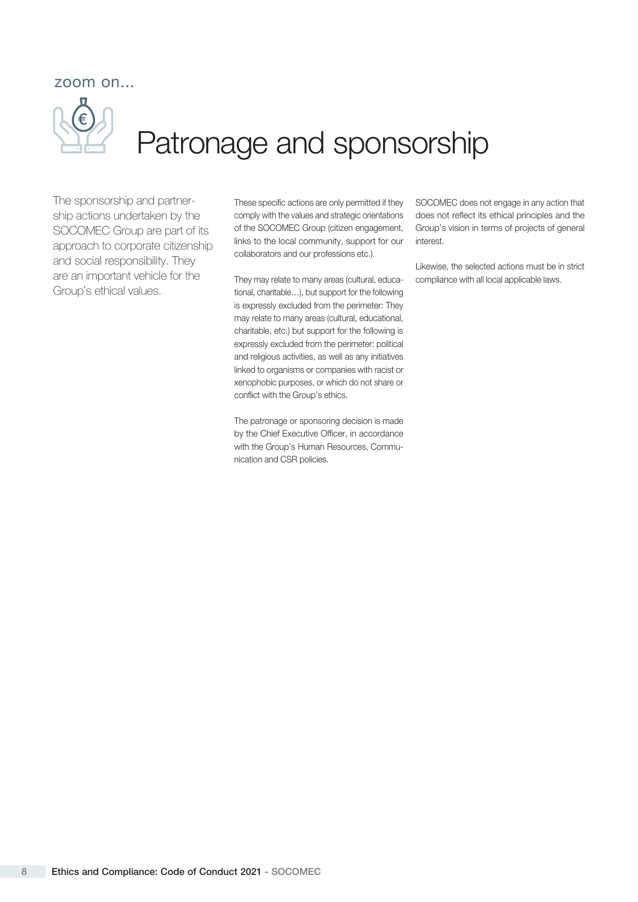zoom on...

# Patronage and sponsorship

The sponsorship and partnership actions undertaken by the SOCOMEC Group are part of its approach to corporate citizenship and social responsibility. They are an important vehicle for the Group's ethical values.

These specific actions are only permitted if they comply with the values and strategic orientations of the SOCOMEC Group (citizen engagement, links to the local community, support for our collaborators and our professions etc.).

They may relate to many areas (cultural, educational, charitable…), but support for the following is expressly excluded from the perimeter: They may relate to many areas (cultural, educational, charitable, etc.) but support for the following is expressly excluded from the perimeter: political and religious activities, as well as any initiatives linked to organisms or companies with racist or xenophobic purposes, or which do not share or conflict with the Group's ethics.

The patronage or sponsoring decision is made by the Chief Executive Officer, in accordance with the Group's Human Resources, Communication and CSR policies.

SOCOMEC does not engage in any action that does not reflect its ethical principles and the Group's vision in terms of projects of general interest.

Likewise, the selected actions must be in strict compliance with all local applicable laws.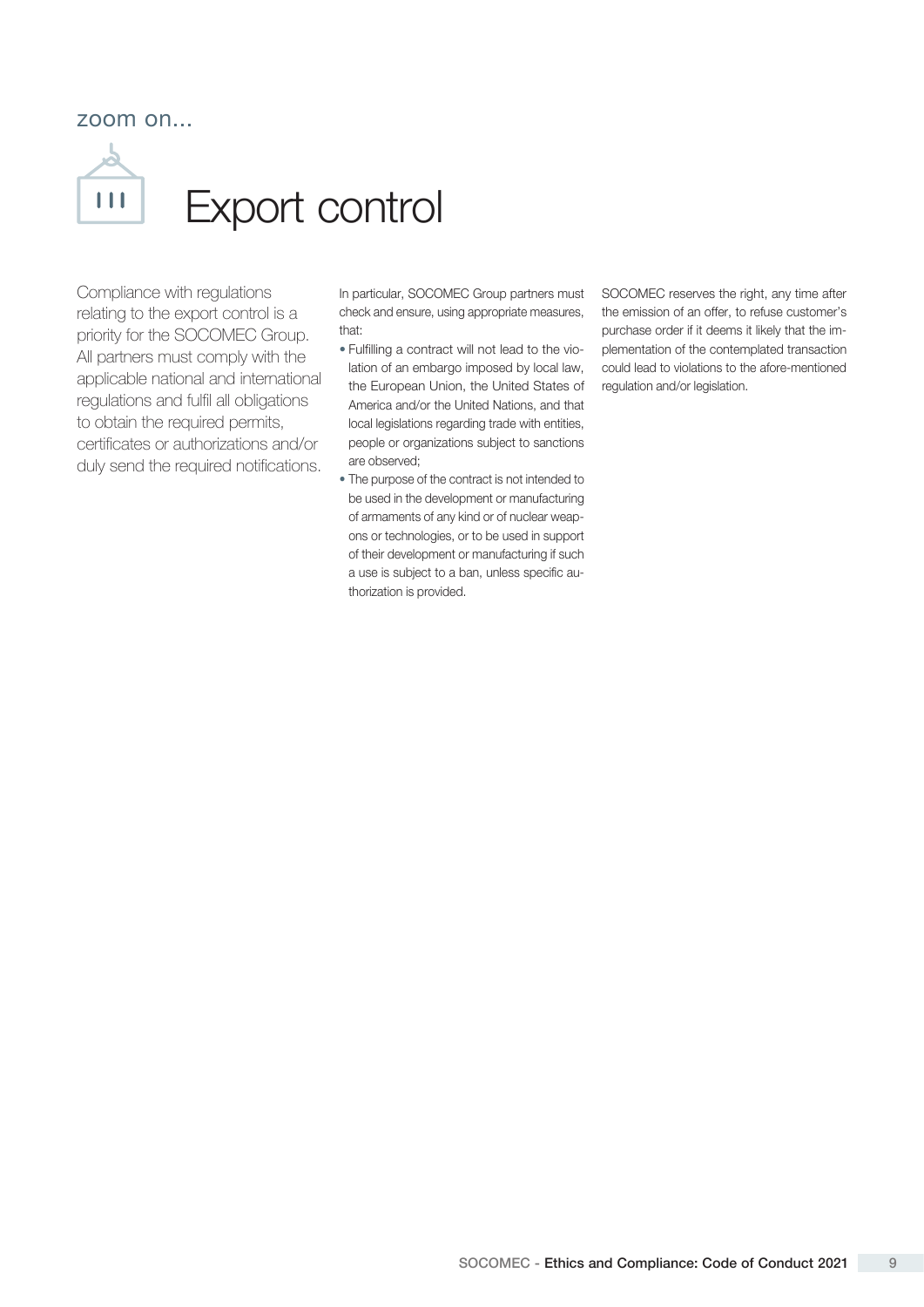zoom on...

# Export control

Compliance with regulations relating to the export control is a priority for the SOCOMEC Group. All partners must comply with the applicable national and international regulations and fulfil all obligations to obtain the required permits, certificates or authorizations and/or duly send the required notifications.

In particular, SOCOMEC Group partners must check and ensure, using appropriate measures, that:

- Fulfilling a contract will not lead to the violation of an embargo imposed by local law, the European Union, the United States of America and/or the United Nations, and that local legislations regarding trade with entities, people or organizations subject to sanctions are observed;
- The purpose of the contract is not intended to be used in the development or manufacturing of armaments of any kind or of nuclear weapons or technologies, or to be used in support of their development or manufacturing if such a use is subject to a ban, unless specific authorization is provided.

SOCOMEC reserves the right, any time after the emission of an offer, to refuse customer's purchase order if it deems it likely that the implementation of the contemplated transaction could lead to violations to the afore-mentioned regulation and/or legislation.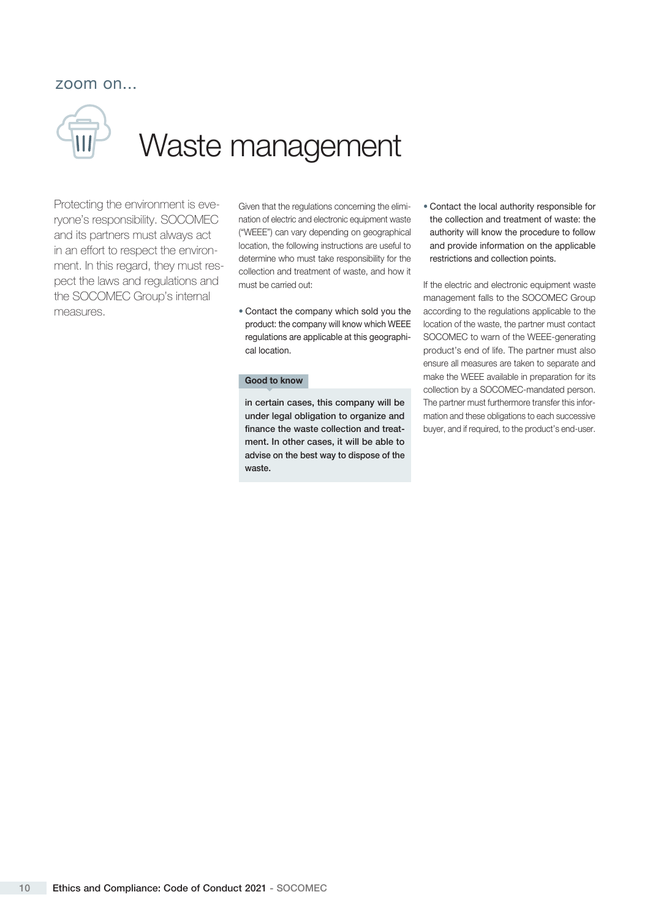zoom on...

# Waste management

Protecting the environment is everyone's responsibility. SOCOMEC and its partners must always act in an effort to respect the environment. In this regard, they must respect the laws and regulations and the SOCOMEC Group's internal measures.

Given that the regulations concerning the elimination of electric and electronic equipment waste ("WEEE") can vary depending on geographical location, the following instructions are useful to determine who must take responsibility for the collection and treatment of waste, and how it must be carried out:

- Contact the company which sold you the product: the company will know which WEEE regulations are applicable at this geographical location.

**Good to know**

**in certain cases, this company will be under legal obligation to organize and finance the waste collection and treatment. In other cases, it will be able to advise on the best way to dispose of the waste.**

- Contact the local authority responsible for the collection and treatment of waste: the authority will know the procedure to follow and provide information on the applicable restrictions and collection points.

If the electric and electronic equipment waste management falls to the SOCOMEC Group according to the regulations applicable to the location of the waste, the partner must contact SOCOMEC to warn of the WEEE-generating product's end of life. The partner must also ensure all measures are taken to separate and make the WEEE available in preparation for its collection by a SOCOMEC-mandated person. The partner must furthermore transfer this information and these obligations to each successive buyer, and if required, to the product's end-user.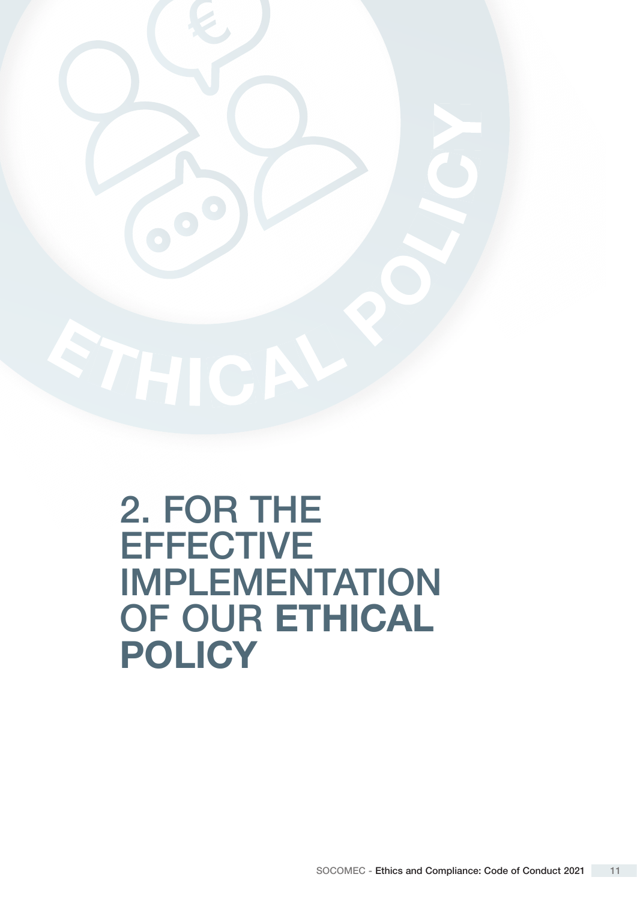# 2. FOR THE EFFECTIVE IMPLEMENTATION OF OUR **ETHICAL POLICY**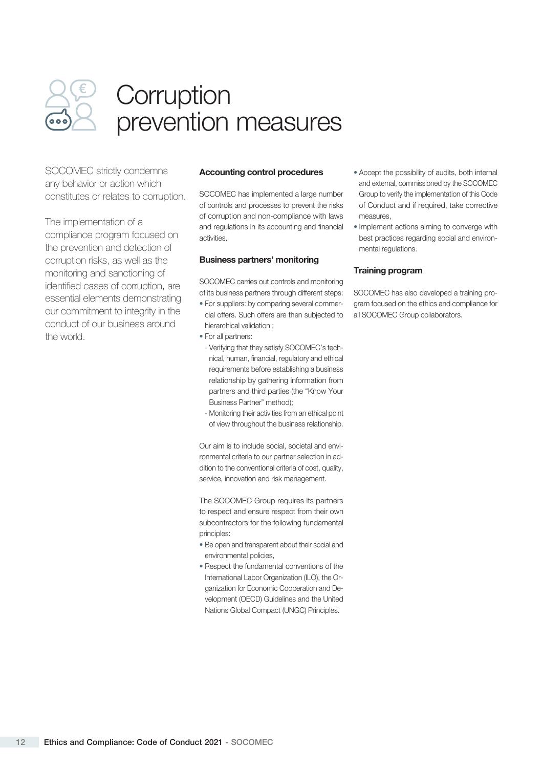# Corruption prevention measures

SOCOMEC strictly condemns any behavior or action which constitutes or relates to corruption.

The implementation of a compliance program focused on the prevention and detection of corruption risks, as well as the monitoring and sanctioning of identified cases of corruption, are essential elements demonstrating our commitment to integrity in the conduct of our business around the world.

### Accounting control procedures

SOCOMEC has implemented a large number of controls and processes to prevent the risks of corruption and non-compliance with laws and regulations in its accounting and financial activities.

### Business partners' monitoring

SOCOMEC carries out controls and monitoring of its business partners through different steps:

- For suppliers: by comparing several commercial offers. Such offers are then subjected to hierarchical validation ;
- For all partners:
  - Verifying that they satisfy SOCOMEC's technical, human, financial, regulatory and ethical requirements before establishing a business relationship by gathering information from partners and third parties (the "Know Your Business Partner" method);
  - Monitoring their activities from an ethical point of view throughout the business relationship.

Our aim is to include social, societal and environmental criteria to our partner selection in addition to the conventional criteria of cost, quality, service, innovation and risk management.

The SOCOMEC Group requires its partners to respect and ensure respect from their own subcontractors for the following fundamental principles:

- Be open and transparent about their social and environmental policies,
- Respect the fundamental conventions of the International Labor Organization (ILO), the Organization for Economic Cooperation and Development (OECD) Guidelines and the United Nations Global Compact (UNGC) Principles.
- Accept the possibility of audits, both internal and external, commissioned by the SOCOMEC Group to verify the implementation of this Code of Conduct and if required, take corrective measures,
- Implement actions aiming to converge with best practices regarding social and environmental regulations.

### Training program

SOCOMEC has also developed a training program focused on the ethics and compliance for all SOCOMEC Group collaborators.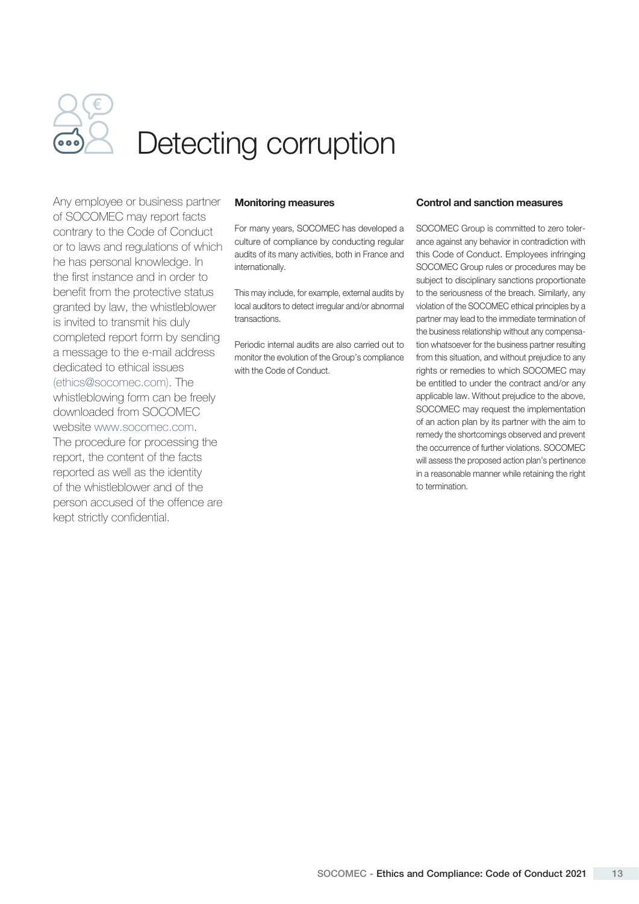# Detecting corruption

Any employee or business partner of SOCOMEC may report facts contrary to the Code of Conduct or to laws and regulations of which he has personal knowledge. In the first instance and in order to benefit from the protective status granted by law, the whistleblower is invited to transmit his duly completed report form by sending a message to the e-mail address dedicated to ethical issues (ethics@socomec.com). The whistleblowing form can be freely downloaded from SOCOMEC website www.socomec.com. The procedure for processing the report, the content of the facts reported as well as the identity of the whistleblower and of the person accused of the offence are kept strictly confidential.

**Monitoring measures**

For many years, SOCOMEC has developed a culture of compliance by conducting regular audits of its many activities, both in France and internationally.

This may include, for example, external audits by local auditors to detect irregular and/or abnormal transactions.

Periodic internal audits are also carried out to monitor the evolution of the Group's compliance with the Code of Conduct.

**Control and sanction measures**

SOCOMEC Group is committed to zero tolerance against any behavior in contradiction with this Code of Conduct. Employees infringing SOCOMEC Group rules or procedures may be subject to disciplinary sanctions proportionate to the seriousness of the breach. Similarly, any violation of the SOCOMEC ethical principles by a partner may lead to the immediate termination of the business relationship without any compensation whatsoever for the business partner resulting from this situation, and without prejudice to any rights or remedies to which SOCOMEC may be entitled to under the contract and/or any applicable law. Without prejudice to the above, SOCOMEC may request the implementation of an action plan by its partner with the aim to remedy the shortcomings observed and prevent the occurrence of further violations. SOCOMEC will assess the proposed action plan's pertinence in a reasonable manner while retaining the right to termination.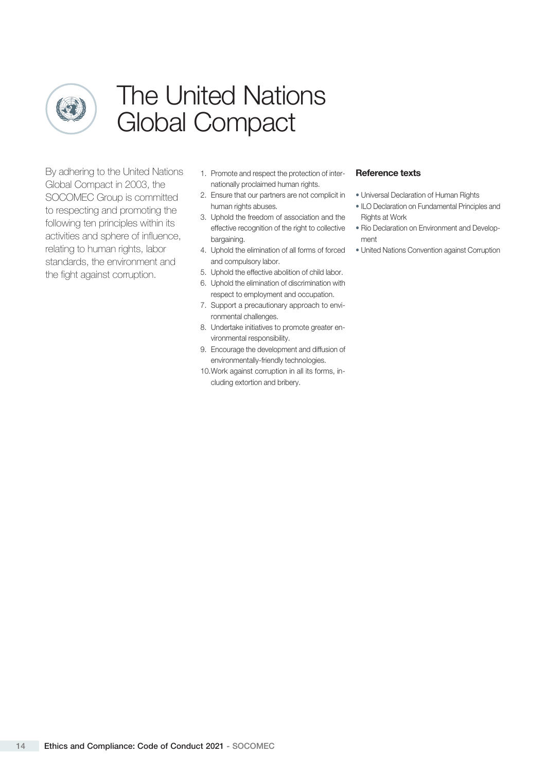# The United Nations Global Compact

By adhering to the United Nations Global Compact in 2003, the SOCOMEC Group is committed to respecting and promoting the following ten principles within its activities and sphere of influence, relating to human rights, labor standards, the environment and the fight against corruption.

1. Promote and respect the protection of internationally proclaimed human rights.
2. Ensure that our partners are not complicit in human rights abuses.
3. Uphold the freedom of association and the effective recognition of the right to collective bargaining.
4. Uphold the elimination of all forms of forced and compulsory labor.
5. Uphold the effective abolition of child labor.
6. Uphold the elimination of discrimination with respect to employment and occupation.
7. Support a precautionary approach to environmental challenges.
8. Undertake initiatives to promote greater environmental responsibility.
9. Encourage the development and diffusion of environmentally-friendly technologies.
10. Work against corruption in all its forms, including extortion and bribery.

**Reference texts**

- Universal Declaration of Human Rights
- ILO Declaration on Fundamental Principles and Rights at Work
- Rio Declaration on Environment and Development
- United Nations Convention against Corruption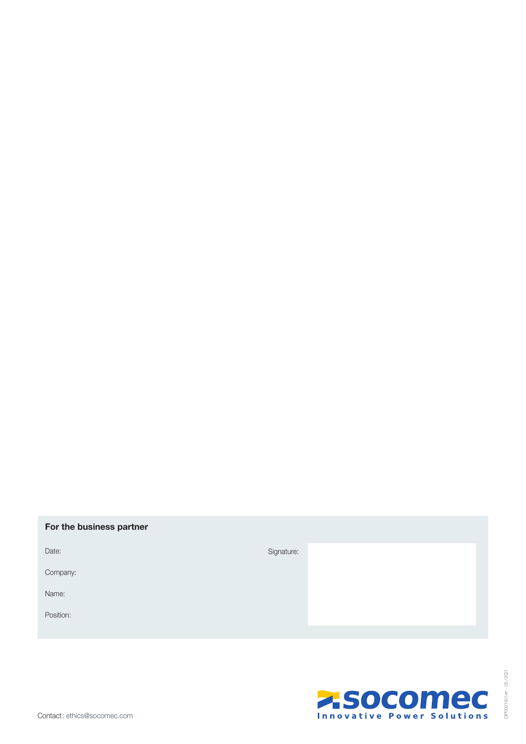**For the business partner**

Date:

Company:

Name:

Position:

Signature:

Contact : ethics@socomec.com

socomec

Innovative Power Solutions

DIP002160 1en - 05 / 2021